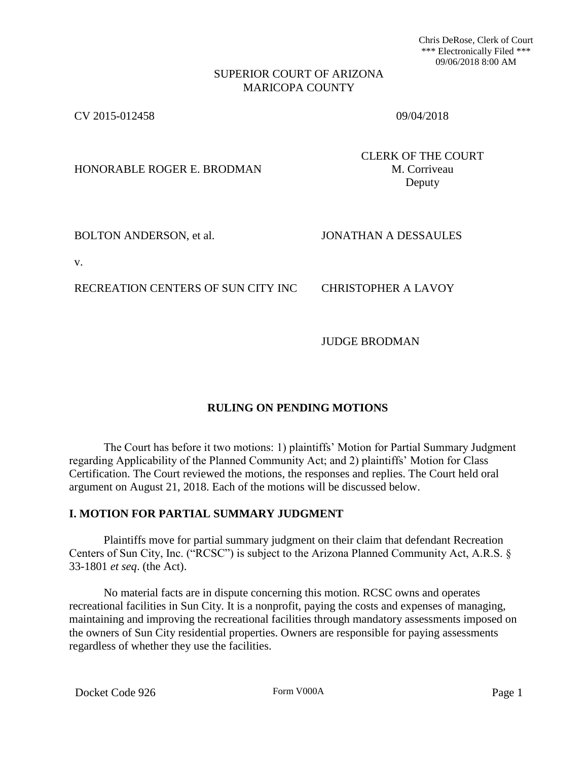Chris DeRose, Clerk of Court
*** Electronically Filed ***
09/06/2018 8:00 AM

SUPERIOR COURT OF ARIZONA
MARICOPA COUNTY

CV 2015-012458 09/04/2018

HONORABLE ROGER E. BRODMAN

CLERK OF THE COURT
M. Corriveau
Deputy

BOLTON ANDERSON, et al. JONATHAN A DESSAULES

v.

RECREATION CENTERS OF SUN CITY INC CHRISTOPHER A LAVOY

JUDGE BRODMAN

## RULING ON PENDING MOTIONS

The Court has before it two motions: 1) plaintiffs' Motion for Partial Summary Judgment regarding Applicability of the Planned Community Act; and 2) plaintiffs' Motion for Class Certification. The Court reviewed the motions, the responses and replies. The Court held oral argument on August 21, 2018. Each of the motions will be discussed below.

### I. MOTION FOR PARTIAL SUMMARY JUDGMENT

Plaintiffs move for partial summary judgment on their claim that defendant Recreation Centers of Sun City, Inc. ("RCSC") is subject to the Arizona Planned Community Act, A.R.S. § 33-1801 *et seq*. (the Act).

No material facts are in dispute concerning this motion. RCSC owns and operates recreational facilities in Sun City. It is a nonprofit, paying the costs and expenses of managing, maintaining and improving the recreational facilities through mandatory assessments imposed on the owners of Sun City residential properties. Owners are responsible for paying assessments regardless of whether they use the facilities.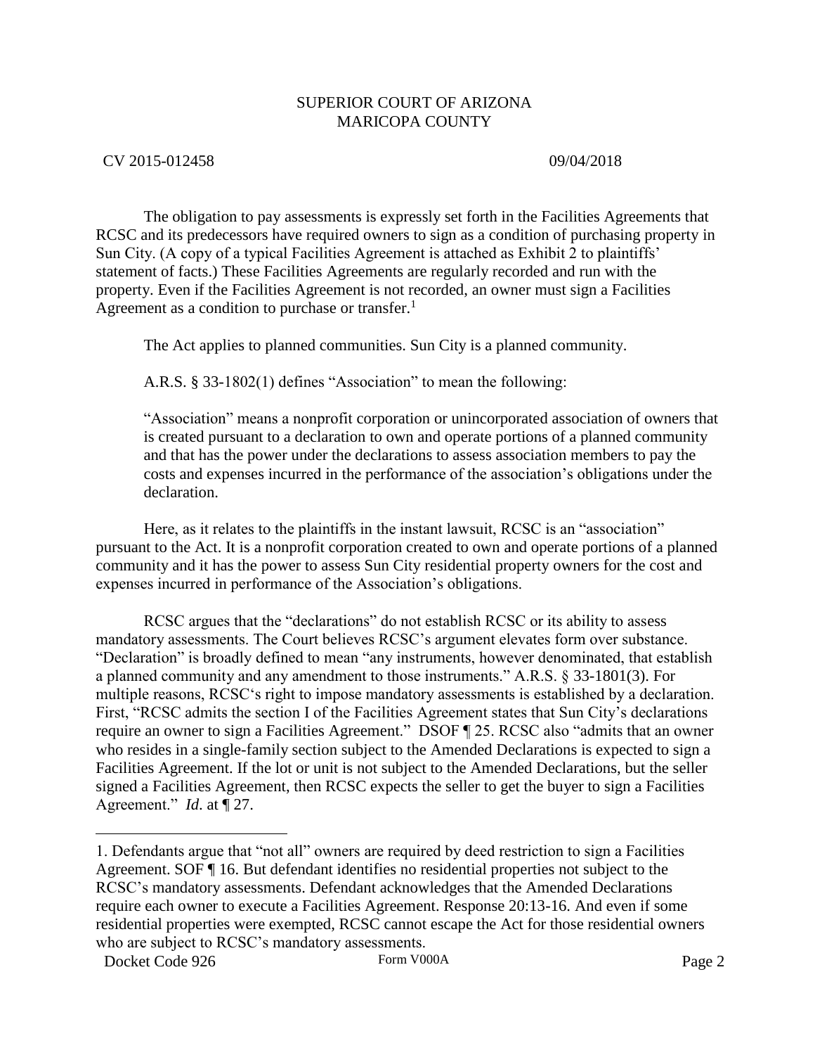The obligation to pay assessments is expressly set forth in the Facilities Agreements that RCSC and its predecessors have required owners to sign as a condition of purchasing property in Sun City. (A copy of a typical Facilities Agreement is attached as Exhibit 2 to plaintiffs' statement of facts.) These Facilities Agreements are regularly recorded and run with the property. Even if the Facilities Agreement is not recorded, an owner must sign a Facilities Agreement as a condition to purchase or transfer.[1]

The Act applies to planned communities. Sun City is a planned community.

A.R.S. § 33-1802(1) defines "Association" to mean the following:

> "Association" means a nonprofit corporation or unincorporated association of owners that is created pursuant to a declaration to own and operate portions of a planned community and that has the power under the declarations to assess association members to pay the costs and expenses incurred in the performance of the association's obligations under the declaration.

Here, as it relates to the plaintiffs in the instant lawsuit, RCSC is an "association" pursuant to the Act. It is a nonprofit corporation created to own and operate portions of a planned community and it has the power to assess Sun City residential property owners for the cost and expenses incurred in performance of the Association's obligations.

RCSC argues that the "declarations" do not establish RCSC or its ability to assess mandatory assessments. The Court believes RCSC's argument elevates form over substance. "Declaration" is broadly defined to mean "any instruments, however denominated, that establish a planned community and any amendment to those instruments." A.R.S. § 33-1801(3). For multiple reasons, RCSC's right to impose mandatory assessments is established by a declaration. First, "RCSC admits the section I of the Facilities Agreement states that Sun City's declarations require an owner to sign a Facilities Agreement." DSOF ¶ 25. RCSC also "admits that an owner who resides in a single-family section subject to the Amended Declarations is expected to sign a Facilities Agreement. If the lot or unit is not subject to the Amended Declarations, but the seller signed a Facilities Agreement, then RCSC expects the seller to get the buyer to sign a Facilities Agreement." *Id*. at ¶ 27.

---

1. Defendants argue that "not all" owners are required by deed restriction to sign a Facilities Agreement. SOF ¶ 16. But defendant identifies no residential properties not subject to the RCSC's mandatory assessments. Defendant acknowledges that the Amended Declarations require each owner to execute a Facilities Agreement. Response 20:13-16. And even if some residential properties were exempted, RCSC cannot escape the Act for those residential owners who are subject to RCSC's mandatory assessments.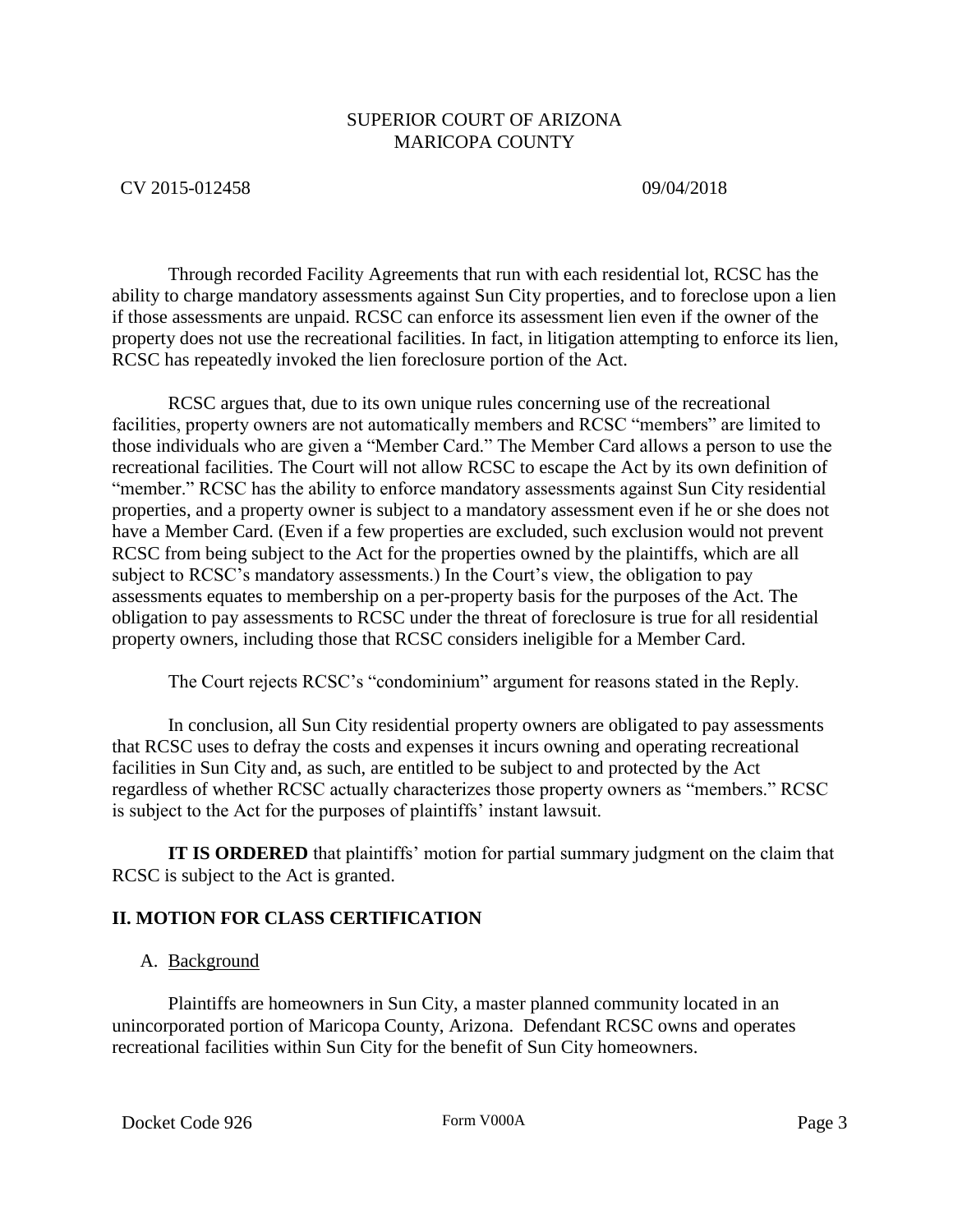Through recorded Facility Agreements that run with each residential lot, RCSC has the ability to charge mandatory assessments against Sun City properties, and to foreclose upon a lien if those assessments are unpaid. RCSC can enforce its assessment lien even if the owner of the property does not use the recreational facilities. In fact, in litigation attempting to enforce its lien, RCSC has repeatedly invoked the lien foreclosure portion of the Act.

RCSC argues that, due to its own unique rules concerning use of the recreational facilities, property owners are not automatically members and RCSC "members" are limited to those individuals who are given a "Member Card." The Member Card allows a person to use the recreational facilities. The Court will not allow RCSC to escape the Act by its own definition of "member." RCSC has the ability to enforce mandatory assessments against Sun City residential properties, and a property owner is subject to a mandatory assessment even if he or she does not have a Member Card. (Even if a few properties are excluded, such exclusion would not prevent RCSC from being subject to the Act for the properties owned by the plaintiffs, which are all subject to RCSC's mandatory assessments.) In the Court's view, the obligation to pay assessments equates to membership on a per-property basis for the purposes of the Act. The obligation to pay assessments to RCSC under the threat of foreclosure is true for all residential property owners, including those that RCSC considers ineligible for a Member Card.

The Court rejects RCSC's "condominium" argument for reasons stated in the Reply.

In conclusion, all Sun City residential property owners are obligated to pay assessments that RCSC uses to defray the costs and expenses it incurs owning and operating recreational facilities in Sun City and, as such, are entitled to be subject to and protected by the Act regardless of whether RCSC actually characterizes those property owners as "members." RCSC is subject to the Act for the purposes of plaintiffs' instant lawsuit.

**IT IS ORDERED** that plaintiffs' motion for partial summary judgment on the claim that RCSC is subject to the Act is granted.

## II. MOTION FOR CLASS CERTIFICATION

### A. Background

Plaintiffs are homeowners in Sun City, a master planned community located in an unincorporated portion of Maricopa County, Arizona. Defendant RCSC owns and operates recreational facilities within Sun City for the benefit of Sun City homeowners.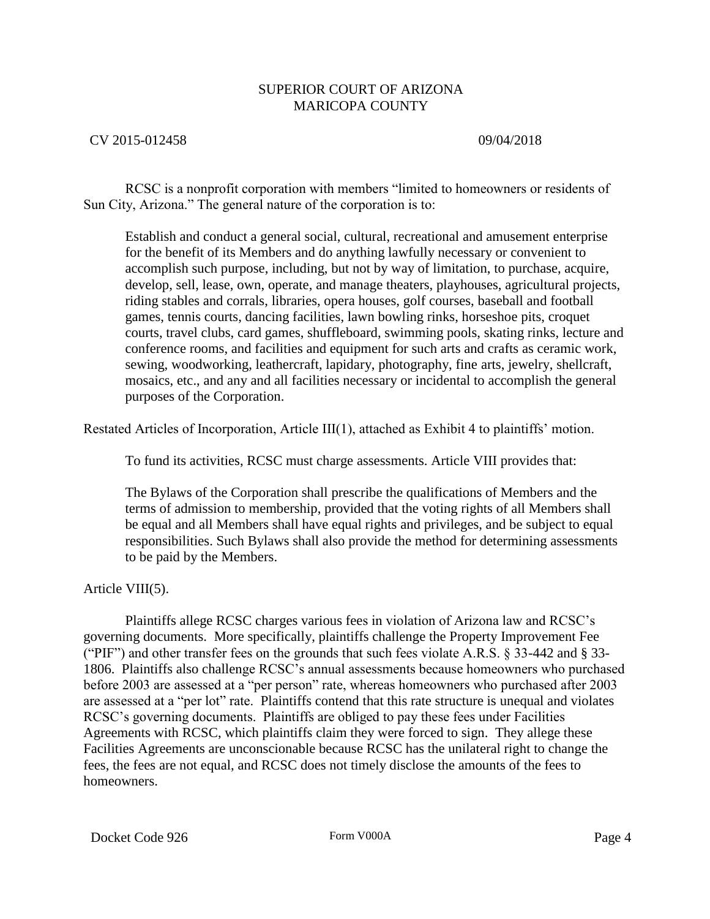RCSC is a nonprofit corporation with members "limited to homeowners or residents of Sun City, Arizona." The general nature of the corporation is to:

> Establish and conduct a general social, cultural, recreational and amusement enterprise for the benefit of its Members and do anything lawfully necessary or convenient to accomplish such purpose, including, but not by way of limitation, to purchase, acquire, develop, sell, lease, own, operate, and manage theaters, playhouses, agricultural projects, riding stables and corrals, libraries, opera houses, golf courses, baseball and football games, tennis courts, dancing facilities, lawn bowling rinks, horseshoe pits, croquet courts, travel clubs, card games, shuffleboard, swimming pools, skating rinks, lecture and conference rooms, and facilities and equipment for such arts and crafts as ceramic work, sewing, woodworking, leathercraft, lapidary, photography, fine arts, jewelry, shellcraft, mosaics, etc., and any and all facilities necessary or incidental to accomplish the general purposes of the Corporation.

Restated Articles of Incorporation, Article III(1), attached as Exhibit 4 to plaintiffs' motion.

To fund its activities, RCSC must charge assessments. Article VIII provides that:

> The Bylaws of the Corporation shall prescribe the qualifications of Members and the terms of admission to membership, provided that the voting rights of all Members shall be equal and all Members shall have equal rights and privileges, and be subject to equal responsibilities. Such Bylaws shall also provide the method for determining assessments to be paid by the Members.

Article VIII(5).

Plaintiffs allege RCSC charges various fees in violation of Arizona law and RCSC's governing documents. More specifically, plaintiffs challenge the Property Improvement Fee ("PIF") and other transfer fees on the grounds that such fees violate A.R.S. § 33-442 and § 33-1806. Plaintiffs also challenge RCSC's annual assessments because homeowners who purchased before 2003 are assessed at a "per person" rate, whereas homeowners who purchased after 2003 are assessed at a "per lot" rate. Plaintiffs contend that this rate structure is unequal and violates RCSC's governing documents. Plaintiffs are obliged to pay these fees under Facilities Agreements with RCSC, which plaintiffs claim they were forced to sign. They allege these Facilities Agreements are unconscionable because RCSC has the unilateral right to change the fees, the fees are not equal, and RCSC does not timely disclose the amounts of the fees to homeowners.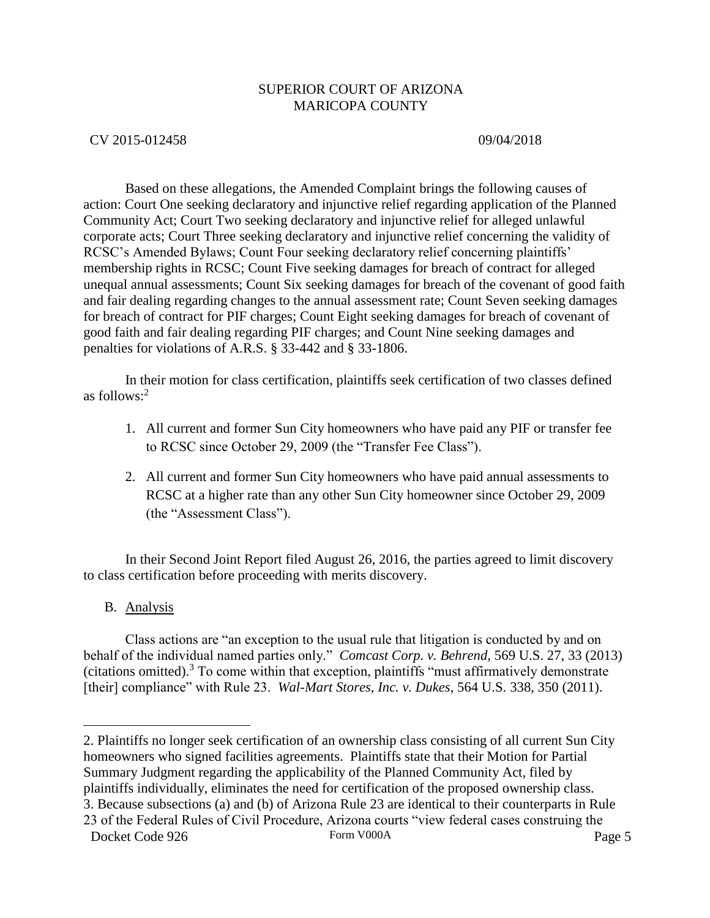Based on these allegations, the Amended Complaint brings the following causes of action: Court One seeking declaratory and injunctive relief regarding application of the Planned Community Act; Court Two seeking declaratory and injunctive relief for alleged unlawful corporate acts; Court Three seeking declaratory and injunctive relief concerning the validity of RCSC's Amended Bylaws; Count Four seeking declaratory relief concerning plaintiffs' membership rights in RCSC; Count Five seeking damages for breach of contract for alleged unequal annual assessments; Count Six seeking damages for breach of the covenant of good faith and fair dealing regarding changes to the annual assessment rate; Count Seven seeking damages for breach of contract for PIF charges; Count Eight seeking damages for breach of covenant of good faith and fair dealing regarding PIF charges; and Count Nine seeking damages and penalties for violations of A.R.S. § 33-442 and § 33-1806.

In their motion for class certification, plaintiffs seek certification of two classes defined as follows:[2]

1. All current and former Sun City homeowners who have paid any PIF or transfer fee to RCSC since October 29, 2009 (the "Transfer Fee Class").
2. All current and former Sun City homeowners who have paid annual assessments to RCSC at a higher rate than any other Sun City homeowner since October 29, 2009 (the "Assessment Class").

In their Second Joint Report filed August 26, 2016, the parties agreed to limit discovery to class certification before proceeding with merits discovery.

B. Analysis

Class actions are "an exception to the usual rule that litigation is conducted by and on behalf of the individual named parties only." *Comcast Corp. v. Behrend*, 569 U.S. 27, 33 (2013) (citations omitted).[3] To come within that exception, plaintiffs "must affirmatively demonstrate [their] compliance" with Rule 23. *Wal-Mart Stores, Inc. v. Dukes*, 564 U.S. 338, 350 (2011).

---

2. Plaintiffs no longer seek certification of an ownership class consisting of all current Sun City homeowners who signed facilities agreements. Plaintiffs state that their Motion for Partial Summary Judgment regarding the applicability of the Planned Community Act, filed by plaintiffs individually, eliminates the need for certification of the proposed ownership class.

3. Because subsections (a) and (b) of Arizona Rule 23 are identical to their counterparts in Rule 23 of the Federal Rules of Civil Procedure, Arizona courts "view federal cases construing the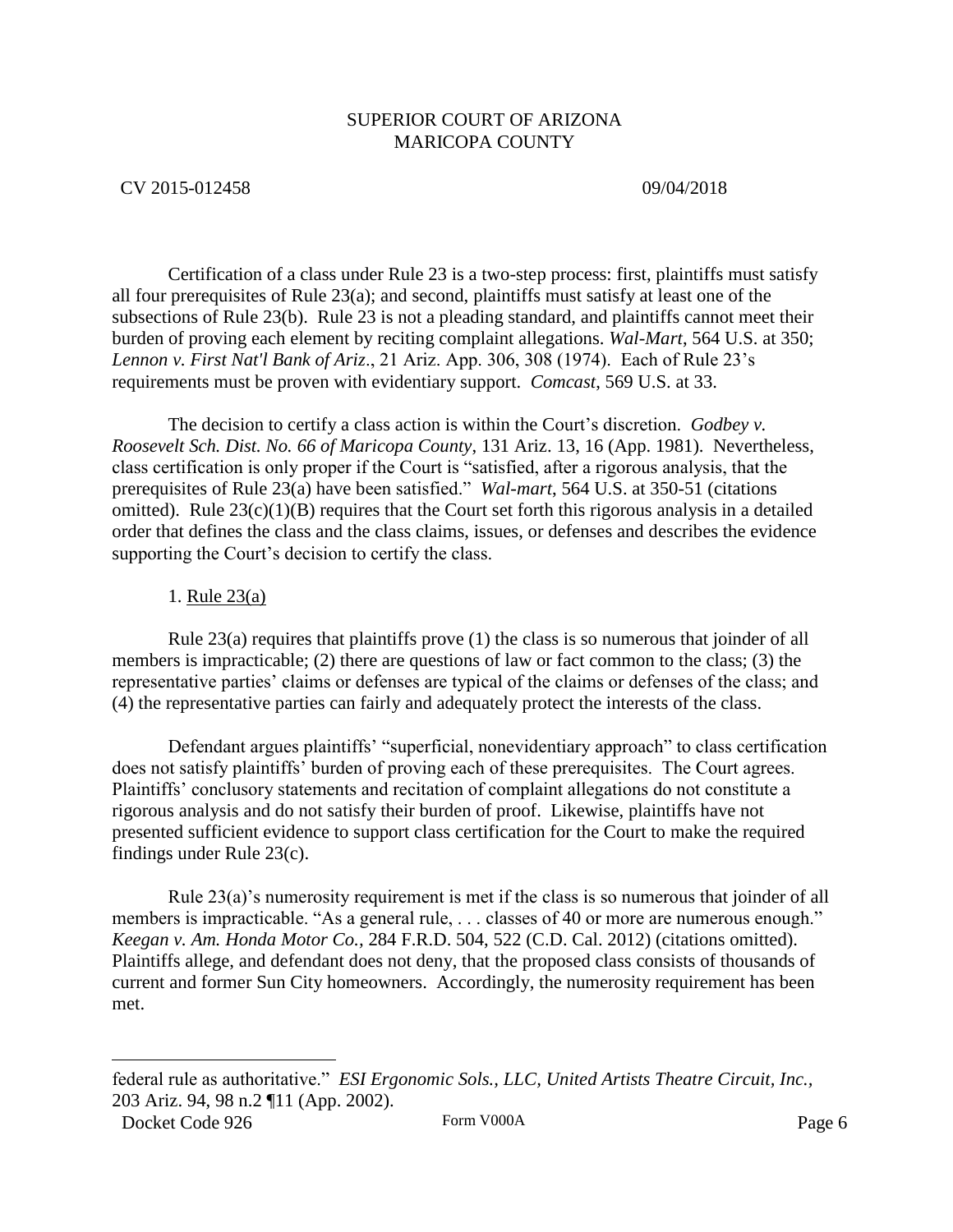Certification of a class under Rule 23 is a two-step process: first, plaintiffs must satisfy all four prerequisites of Rule 23(a); and second, plaintiffs must satisfy at least one of the subsections of Rule 23(b). Rule 23 is not a pleading standard, and plaintiffs cannot meet their burden of proving each element by reciting complaint allegations. *Wal-Mart*, 564 U.S. at 350; *Lennon v. First Nat'l Bank of Ariz*., 21 Ariz. App. 306, 308 (1974). Each of Rule 23's requirements must be proven with evidentiary support. *Comcast*, 569 U.S. at 33.

The decision to certify a class action is within the Court's discretion. *Godbey v. Roosevelt Sch. Dist. No. 66 of Maricopa County*, 131 Ariz. 13, 16 (App. 1981). Nevertheless, class certification is only proper if the Court is "satisfied, after a rigorous analysis, that the prerequisites of Rule 23(a) have been satisfied." *Wal-mart*, 564 U.S. at 350-51 (citations omitted). Rule 23(c)(1)(B) requires that the Court set forth this rigorous analysis in a detailed order that defines the class and the class claims, issues, or defenses and describes the evidence supporting the Court's decision to certify the class.

1. Rule 23(a)

Rule 23(a) requires that plaintiffs prove (1) the class is so numerous that joinder of all members is impracticable; (2) there are questions of law or fact common to the class; (3) the representative parties' claims or defenses are typical of the claims or defenses of the class; and (4) the representative parties can fairly and adequately protect the interests of the class.

Defendant argues plaintiffs' "superficial, nonevidentiary approach" to class certification does not satisfy plaintiffs' burden of proving each of these prerequisites. The Court agrees. Plaintiffs' conclusory statements and recitation of complaint allegations do not constitute a rigorous analysis and do not satisfy their burden of proof. Likewise, plaintiffs have not presented sufficient evidence to support class certification for the Court to make the required findings under Rule 23(c).

Rule 23(a)'s numerosity requirement is met if the class is so numerous that joinder of all members is impracticable. "As a general rule, . . . classes of 40 or more are numerous enough." *Keegan v. Am. Honda Motor Co.*, 284 F.R.D. 504, 522 (C.D. Cal. 2012) (citations omitted). Plaintiffs allege, and defendant does not deny, that the proposed class consists of thousands of current and former Sun City homeowners. Accordingly, the numerosity requirement has been met.

---

federal rule as authoritative." *ESI Ergonomic Sols., LLC, United Artists Theatre Circuit, Inc.*, 203 Ariz. 94, 98 n.2 ¶11 (App. 2002).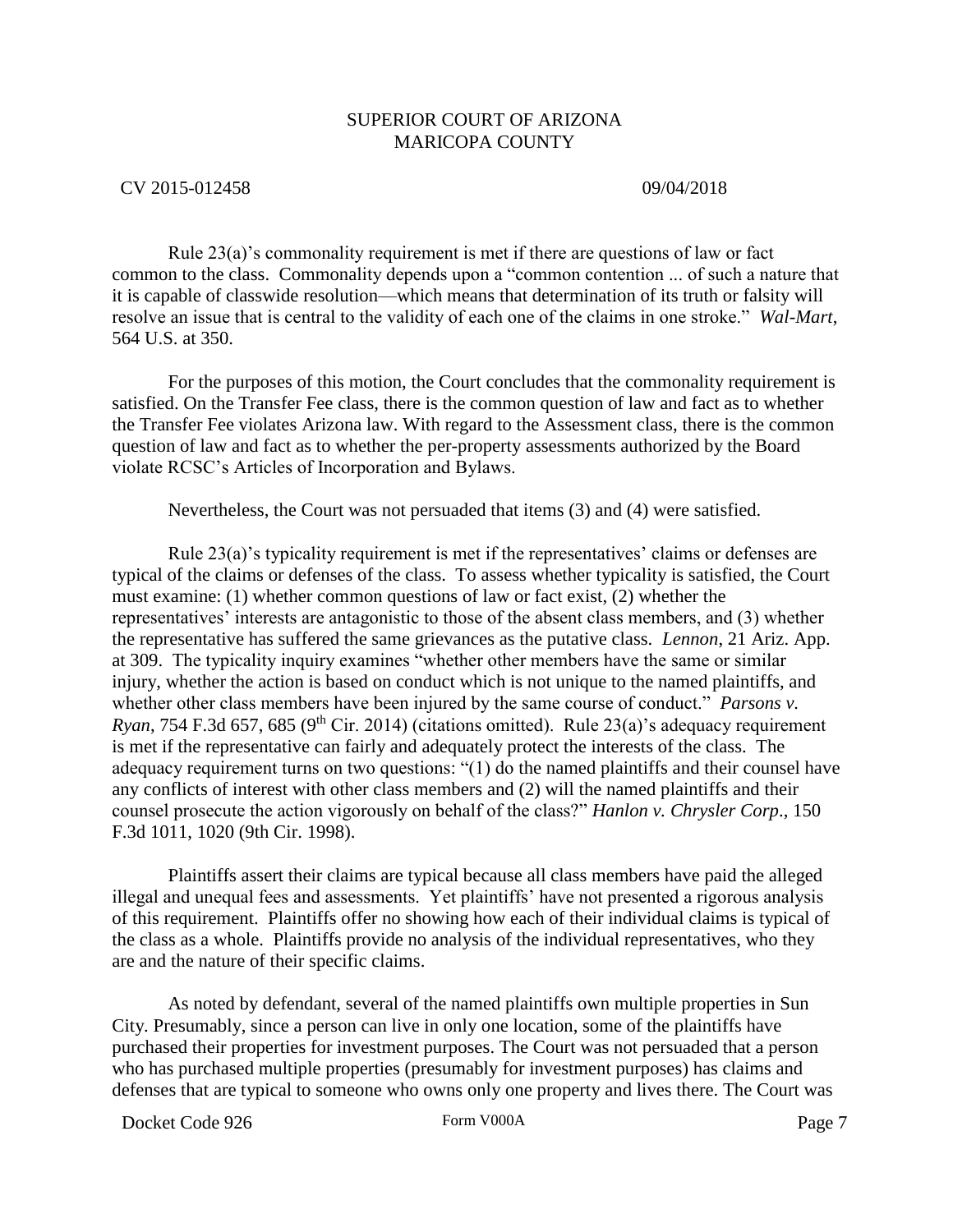Rule 23(a)'s commonality requirement is met if there are questions of law or fact common to the class. Commonality depends upon a "common contention ... of such a nature that it is capable of classwide resolution—which means that determination of its truth or falsity will resolve an issue that is central to the validity of each one of the claims in one stroke." *Wal-Mart*, 564 U.S. at 350.

For the purposes of this motion, the Court concludes that the commonality requirement is satisfied. On the Transfer Fee class, there is the common question of law and fact as to whether the Transfer Fee violates Arizona law. With regard to the Assessment class, there is the common question of law and fact as to whether the per-property assessments authorized by the Board violate RCSC's Articles of Incorporation and Bylaws.

Nevertheless, the Court was not persuaded that items (3) and (4) were satisfied.

Rule 23(a)'s typicality requirement is met if the representatives' claims or defenses are typical of the claims or defenses of the class. To assess whether typicality is satisfied, the Court must examine: (1) whether common questions of law or fact exist, (2) whether the representatives' interests are antagonistic to those of the absent class members, and (3) whether the representative has suffered the same grievances as the putative class. *Lennon*, 21 Ariz. App. at 309. The typicality inquiry examines "whether other members have the same or similar injury, whether the action is based on conduct which is not unique to the named plaintiffs, and whether other class members have been injured by the same course of conduct." *Parsons v. Ryan*, 754 F.3d 657, 685 (9th Cir. 2014) (citations omitted). Rule 23(a)'s adequacy requirement is met if the representative can fairly and adequately protect the interests of the class. The adequacy requirement turns on two questions: "(1) do the named plaintiffs and their counsel have any conflicts of interest with other class members and (2) will the named plaintiffs and their counsel prosecute the action vigorously on behalf of the class?" *Hanlon v. Chrysler Corp*., 150 F.3d 1011, 1020 (9th Cir. 1998).

Plaintiffs assert their claims are typical because all class members have paid the alleged illegal and unequal fees and assessments. Yet plaintiffs' have not presented a rigorous analysis of this requirement. Plaintiffs offer no showing how each of their individual claims is typical of the class as a whole. Plaintiffs provide no analysis of the individual representatives, who they are and the nature of their specific claims.

As noted by defendant, several of the named plaintiffs own multiple properties in Sun City. Presumably, since a person can live in only one location, some of the plaintiffs have purchased their properties for investment purposes. The Court was not persuaded that a person who has purchased multiple properties (presumably for investment purposes) has claims and defenses that are typical to someone who owns only one property and lives there. The Court was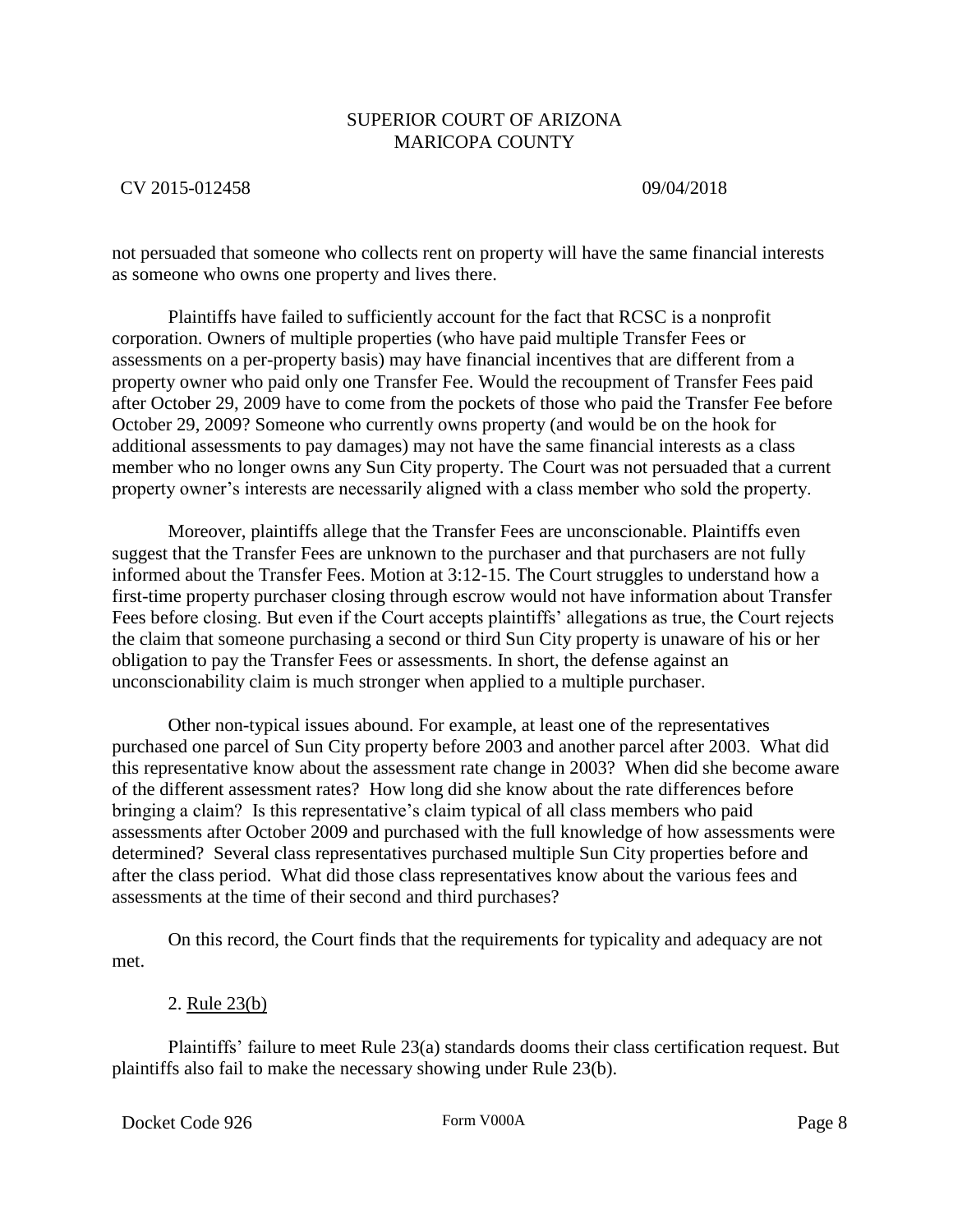not persuaded that someone who collects rent on property will have the same financial interests as someone who owns one property and lives there.

Plaintiffs have failed to sufficiently account for the fact that RCSC is a nonprofit corporation. Owners of multiple properties (who have paid multiple Transfer Fees or assessments on a per-property basis) may have financial incentives that are different from a property owner who paid only one Transfer Fee. Would the recoupment of Transfer Fees paid after October 29, 2009 have to come from the pockets of those who paid the Transfer Fee before October 29, 2009? Someone who currently owns property (and would be on the hook for additional assessments to pay damages) may not have the same financial interests as a class member who no longer owns any Sun City property. The Court was not persuaded that a current property owner's interests are necessarily aligned with a class member who sold the property.

Moreover, plaintiffs allege that the Transfer Fees are unconscionable. Plaintiffs even suggest that the Transfer Fees are unknown to the purchaser and that purchasers are not fully informed about the Transfer Fees. Motion at 3:12-15. The Court struggles to understand how a first-time property purchaser closing through escrow would not have information about Transfer Fees before closing. But even if the Court accepts plaintiffs' allegations as true, the Court rejects the claim that someone purchasing a second or third Sun City property is unaware of his or her obligation to pay the Transfer Fees or assessments. In short, the defense against an unconscionability claim is much stronger when applied to a multiple purchaser.

Other non-typical issues abound. For example, at least one of the representatives purchased one parcel of Sun City property before 2003 and another parcel after 2003. What did this representative know about the assessment rate change in 2003? When did she become aware of the different assessment rates? How long did she know about the rate differences before bringing a claim? Is this representative's claim typical of all class members who paid assessments after October 2009 and purchased with the full knowledge of how assessments were determined? Several class representatives purchased multiple Sun City properties before and after the class period. What did those class representatives know about the various fees and assessments at the time of their second and third purchases?

On this record, the Court finds that the requirements for typicality and adequacy are not met.

2. Rule 23(b)

Plaintiffs' failure to meet Rule 23(a) standards dooms their class certification request. But plaintiffs also fail to make the necessary showing under Rule 23(b).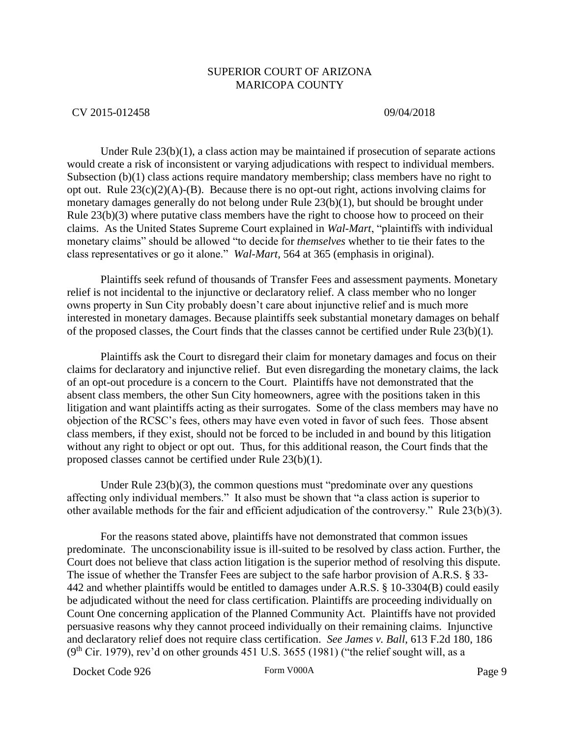Under Rule 23(b)(1), a class action may be maintained if prosecution of separate actions would create a risk of inconsistent or varying adjudications with respect to individual members. Subsection (b)(1) class actions require mandatory membership; class members have no right to opt out. Rule 23(c)(2)(A)-(B). Because there is no opt-out right, actions involving claims for monetary damages generally do not belong under Rule 23(b)(1), but should be brought under Rule 23(b)(3) where putative class members have the right to choose how to proceed on their claims. As the United States Supreme Court explained in *Wal-Mart*, "plaintiffs with individual monetary claims" should be allowed "to decide for *themselves* whether to tie their fates to the class representatives or go it alone." *Wal-Mart*, 564 at 365 (emphasis in original).

Plaintiffs seek refund of thousands of Transfer Fees and assessment payments. Monetary relief is not incidental to the injunctive or declaratory relief. A class member who no longer owns property in Sun City probably doesn't care about injunctive relief and is much more interested in monetary damages. Because plaintiffs seek substantial monetary damages on behalf of the proposed classes, the Court finds that the classes cannot be certified under Rule 23(b)(1).

Plaintiffs ask the Court to disregard their claim for monetary damages and focus on their claims for declaratory and injunctive relief. But even disregarding the monetary claims, the lack of an opt-out procedure is a concern to the Court. Plaintiffs have not demonstrated that the absent class members, the other Sun City homeowners, agree with the positions taken in this litigation and want plaintiffs acting as their surrogates. Some of the class members may have no objection of the RCSC's fees, others may have even voted in favor of such fees. Those absent class members, if they exist, should not be forced to be included in and bound by this litigation without any right to object or opt out. Thus, for this additional reason, the Court finds that the proposed classes cannot be certified under Rule 23(b)(1).

Under Rule 23(b)(3), the common questions must "predominate over any questions affecting only individual members." It also must be shown that "a class action is superior to other available methods for the fair and efficient adjudication of the controversy." Rule 23(b)(3).

For the reasons stated above, plaintiffs have not demonstrated that common issues predominate. The unconscionability issue is ill-suited to be resolved by class action. Further, the Court does not believe that class action litigation is the superior method of resolving this dispute. The issue of whether the Transfer Fees are subject to the safe harbor provision of A.R.S. § 33-442 and whether plaintiffs would be entitled to damages under A.R.S. § 10-3304(B) could easily be adjudicated without the need for class certification. Plaintiffs are proceeding individually on Count One concerning application of the Planned Community Act. Plaintiffs have not provided persuasive reasons why they cannot proceed individually on their remaining claims. Injunctive and declaratory relief does not require class certification. *See James v. Ball*, 613 F.2d 180, 186 (9th Cir. 1979), rev'd on other grounds 451 U.S. 3655 (1981) ("the relief sought will, as a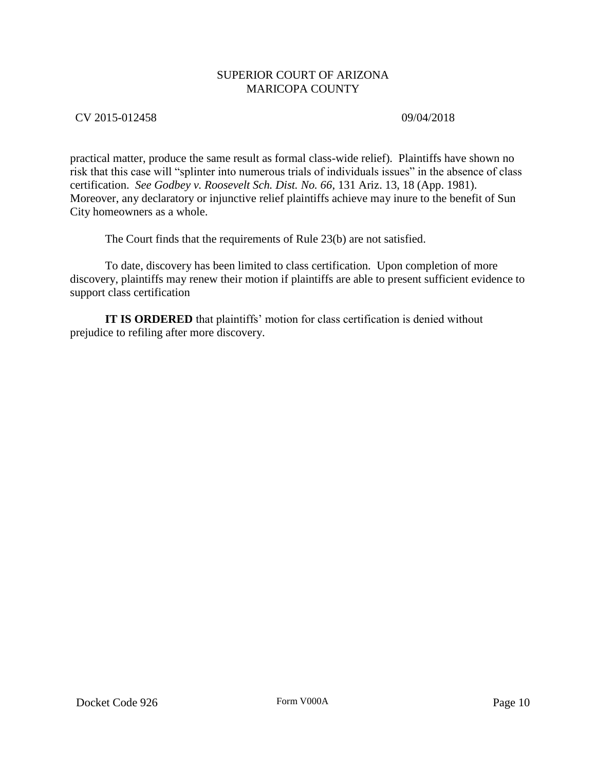practical matter, produce the same result as formal class-wide relief). Plaintiffs have shown no risk that this case will "splinter into numerous trials of individuals issues" in the absence of class certification. *See Godbey v. Roosevelt Sch. Dist. No. 66*, 131 Ariz. 13, 18 (App. 1981). Moreover, any declaratory or injunctive relief plaintiffs achieve may inure to the benefit of Sun City homeowners as a whole.

The Court finds that the requirements of Rule 23(b) are not satisfied.

To date, discovery has been limited to class certification. Upon completion of more discovery, plaintiffs may renew their motion if plaintiffs are able to present sufficient evidence to support class certification

**IT IS ORDERED** that plaintiffs' motion for class certification is denied without prejudice to refiling after more discovery.